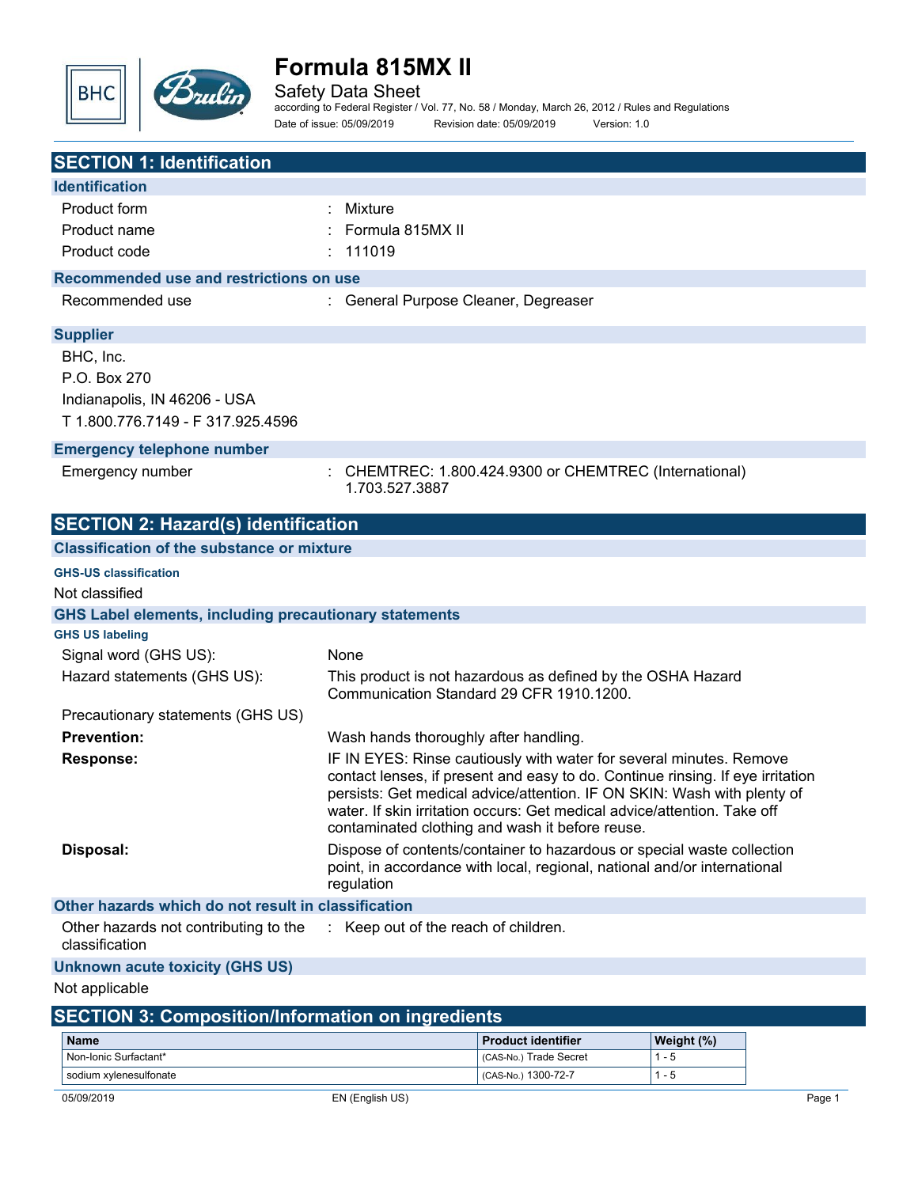# Formula 815MX II

Safety Data Sheet

according to Federal Register / Vol. 77, No. 58 / Monday, March 26, 2012 / Rules and Regulations

Date of issue: 05/09/2019 Revision date: 05/09/2019 Version: 1.0

## SECTION 1: Identification

### Identification

Product form : Mixture

Product name : Formula 815MX II

Product code : 111019

### Recommended use and restrictions on use

Recommended use : General Purpose Cleaner, Degreaser

### Supplier

BHC, Inc.
P.O. Box 270
Indianapolis, IN 46206 - USA
T 1.800.776.7149 - F 317.925.4596

### Emergency telephone number

Emergency number : CHEMTREC: 1.800.424.9300 or CHEMTREC (International) 1.703.527.3887

## SECTION 2: Hazard(s) identification

### Classification of the substance or mixture

**GHS-US classification**

Not classified

### GHS Label elements, including precautionary statements

**GHS US labeling**

Signal word (GHS US): None

Hazard statements (GHS US): This product is not hazardous as defined by the OSHA Hazard Communication Standard 29 CFR 1910.1200.

Precautionary statements (GHS US)

**Prevention:** Wash hands thoroughly after handling.

**Response:** IF IN EYES: Rinse cautiously with water for several minutes. Remove contact lenses, if present and easy to do. Continue rinsing. If eye irritation persists: Get medical advice/attention. IF ON SKIN: Wash with plenty of water. If skin irritation occurs: Get medical advice/attention. Take off contaminated clothing and wash it before reuse.

**Disposal:** Dispose of contents/container to hazardous or special waste collection point, in accordance with local, regional, national and/or international regulation

### Other hazards which do not result in classification

Other hazards not contributing to the classification : Keep out of the reach of children.

### Unknown acute toxicity (GHS US)

Not applicable

## SECTION 3: Composition/Information on ingredients

| Name | Product identifier | Weight (%) |
|---|---|---|
| Non-Ionic Surfactant* | (CAS-No.) Trade Secret | 1 - 5 |
| sodium xylenesulfonate | (CAS-No.) 1300-72-7 | 1 - 5 |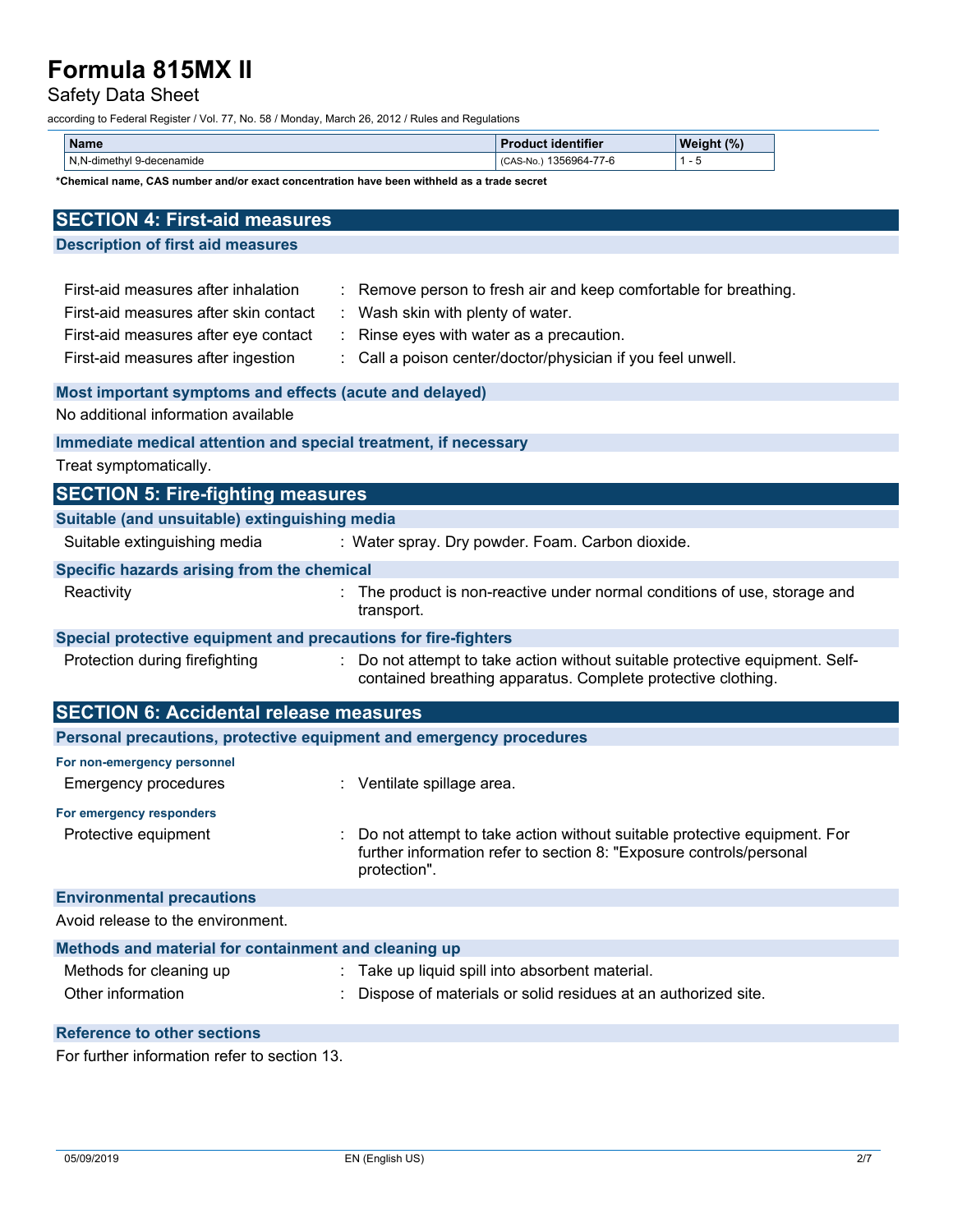| Name | Product identifier | Weight (%) |
|---|---|---|
| N,N-dimethyl 9-decenamide | (CAS-No.) 1356964-77-6 | 1 - 5 |

**\*Chemical name, CAS number and/or exact concentration have been withheld as a trade secret**

## SECTION 4: First-aid measures

### Description of first aid measures

First-aid measures after inhalation : Remove person to fresh air and keep comfortable for breathing.

First-aid measures after skin contact : Wash skin with plenty of water.

First-aid measures after eye contact : Rinse eyes with water as a precaution.

First-aid measures after ingestion : Call a poison center/doctor/physician if you feel unwell.

### Most important symptoms and effects (acute and delayed)

No additional information available

### Immediate medical attention and special treatment, if necessary

Treat symptomatically.

## SECTION 5: Fire-fighting measures

### Suitable (and unsuitable) extinguishing media

Suitable extinguishing media : Water spray. Dry powder. Foam. Carbon dioxide.

### Specific hazards arising from the chemical

Reactivity : The product is non-reactive under normal conditions of use, storage and transport.

### Special protective equipment and precautions for fire-fighters

Protection during firefighting : Do not attempt to take action without suitable protective equipment. Self-contained breathing apparatus. Complete protective clothing.

## SECTION 6: Accidental release measures

### Personal precautions, protective equipment and emergency procedures

**For non-emergency personnel**

Emergency procedures : Ventilate spillage area.

**For emergency responders**

Protective equipment : Do not attempt to take action without suitable protective equipment. For further information refer to section 8: "Exposure controls/personal protection".

### Environmental precautions

Avoid release to the environment.

### Methods and material for containment and cleaning up

Methods for cleaning up : Take up liquid spill into absorbent material.

Other information : Dispose of materials or solid residues at an authorized site.

### Reference to other sections

For further information refer to section 13.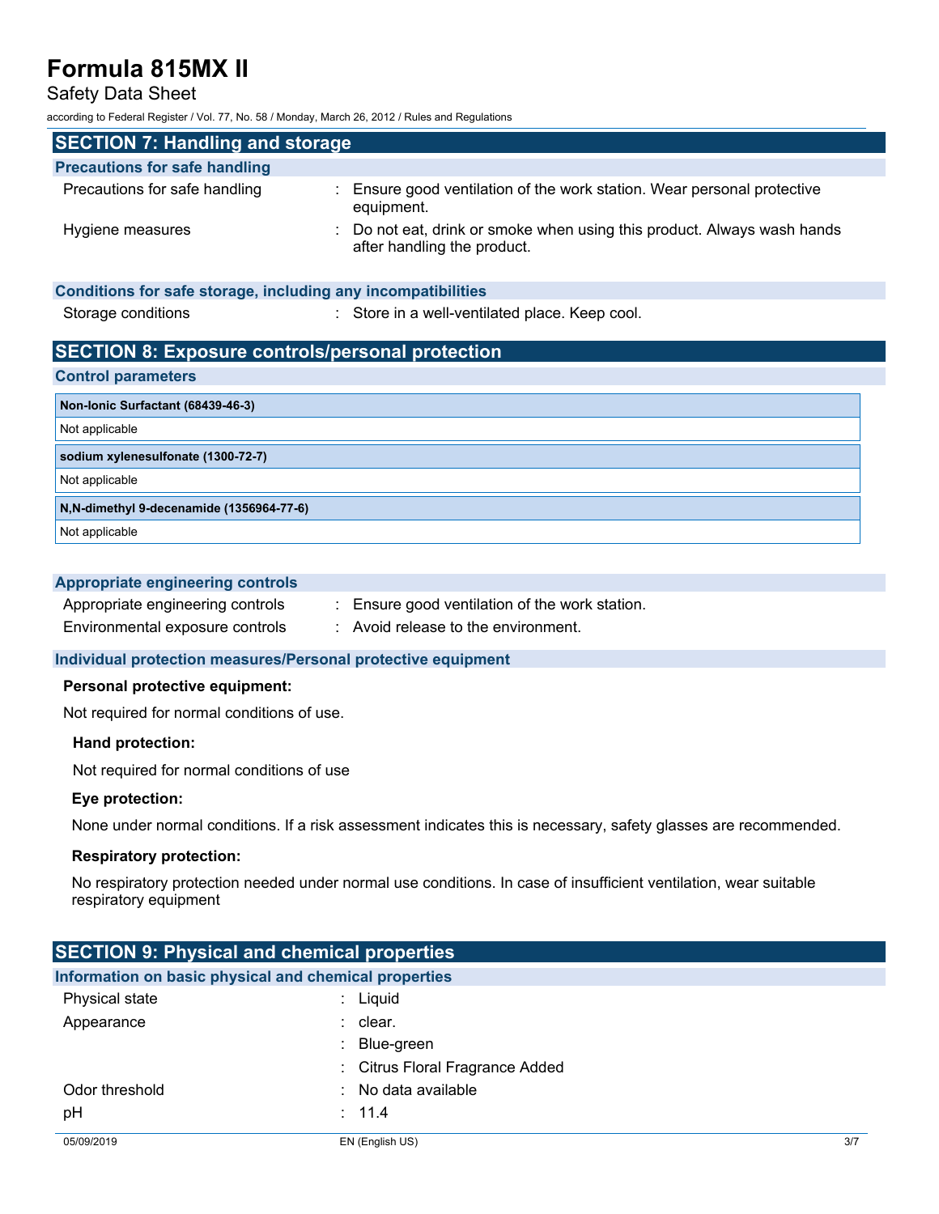## SECTION 7: Handling and storage

### Precautions for safe handling

Precautions for safe handling : Ensure good ventilation of the work station. Wear personal protective equipment.

Hygiene measures : Do not eat, drink or smoke when using this product. Always wash hands after handling the product.

### Conditions for safe storage, including any incompatibilities

Storage conditions : Store in a well-ventilated place. Keep cool.

## SECTION 8: Exposure controls/personal protection

### Control parameters

| Non-Ionic Surfactant (68439-46-3) |
|---|
| Not applicable |

| sodium xylenesulfonate (1300-72-7) |
|---|
| Not applicable |

| N,N-dimethyl 9-decenamide (1356964-77-6) |
|---|
| Not applicable |

### Appropriate engineering controls

Appropriate engineering controls : Ensure good ventilation of the work station.

Environmental exposure controls : Avoid release to the environment.

### Individual protection measures/Personal protective equipment

**Personal protective equipment:**

Not required for normal conditions of use.

**Hand protection:**

Not required for normal conditions of use

**Eye protection:**

None under normal conditions. If a risk assessment indicates this is necessary, safety glasses are recommended.

**Respiratory protection:**

No respiratory protection needed under normal use conditions. In case of insufficient ventilation, wear suitable respiratory equipment

## SECTION 9: Physical and chemical properties

### Information on basic physical and chemical properties

Physical state : Liquid

Appearance : clear.

: Blue-green

: Citrus Floral Fragrance Added

Odor threshold : No data available

pH : 11.4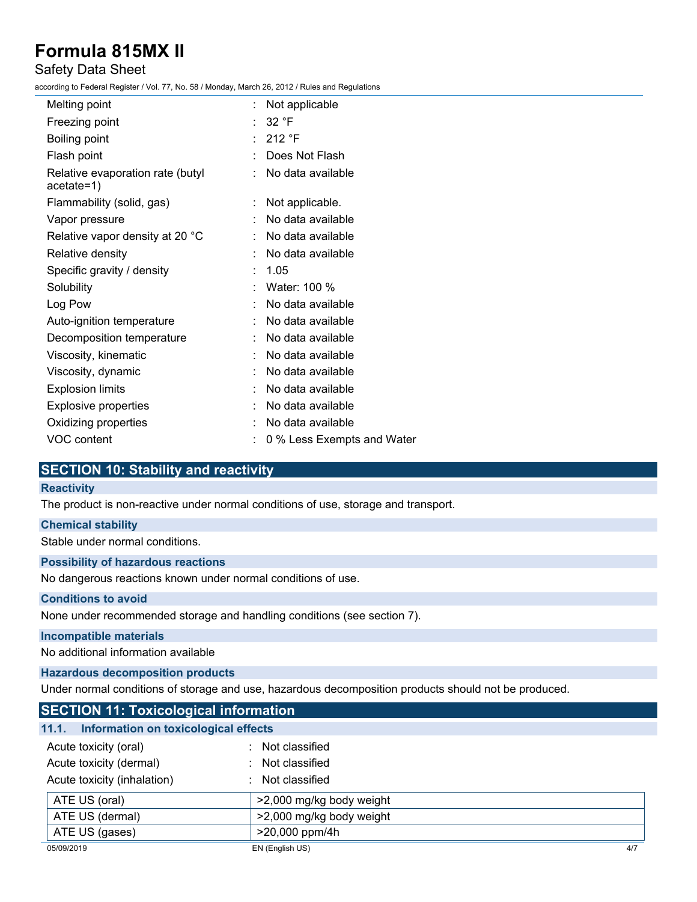| | | |
|---|---|---|
| Melting point | : | Not applicable |
| Freezing point | : | 32 °F |
| Boiling point | : | 212 °F |
| Flash point | : | Does Not Flash |
| Relative evaporation rate (butyl acetate=1) | : | No data available |
| Flammability (solid, gas) | : | Not applicable. |
| Vapor pressure | : | No data available |
| Relative vapor density at 20 °C | : | No data available |
| Relative density | : | No data available |
| Specific gravity / density | : | 1.05 |
| Solubility | : | Water: 100 % |
| Log Pow | : | No data available |
| Auto-ignition temperature | : | No data available |
| Decomposition temperature | : | No data available |
| Viscosity, kinematic | : | No data available |
| Viscosity, dynamic | : | No data available |
| Explosion limits | : | No data available |
| Explosive properties | : | No data available |
| Oxidizing properties | : | No data available |
| VOC content | : | 0 % Less Exempts and Water |

## SECTION 10: Stability and reactivity

**Reactivity**

The product is non-reactive under normal conditions of use, storage and transport.

**Chemical stability**

Stable under normal conditions.

**Possibility of hazardous reactions**

No dangerous reactions known under normal conditions of use.

**Conditions to avoid**

None under recommended storage and handling conditions (see section 7).

**Incompatible materials**

No additional information available

**Hazardous decomposition products**

Under normal conditions of storage and use, hazardous decomposition products should not be produced.

## SECTION 11: Toxicological information

### 11.1. Information on toxicological effects

| | | |
|---|---|---|
| Acute toxicity (oral) | : | Not classified |
| Acute toxicity (dermal) | : | Not classified |
| Acute toxicity (inhalation) | : | Not classified |

| | |
|---|---|
| ATE US (oral) | >2,000 mg/kg body weight |
| ATE US (dermal) | >2,000 mg/kg body weight |
| ATE US (gases) | >20,000 ppm/4h |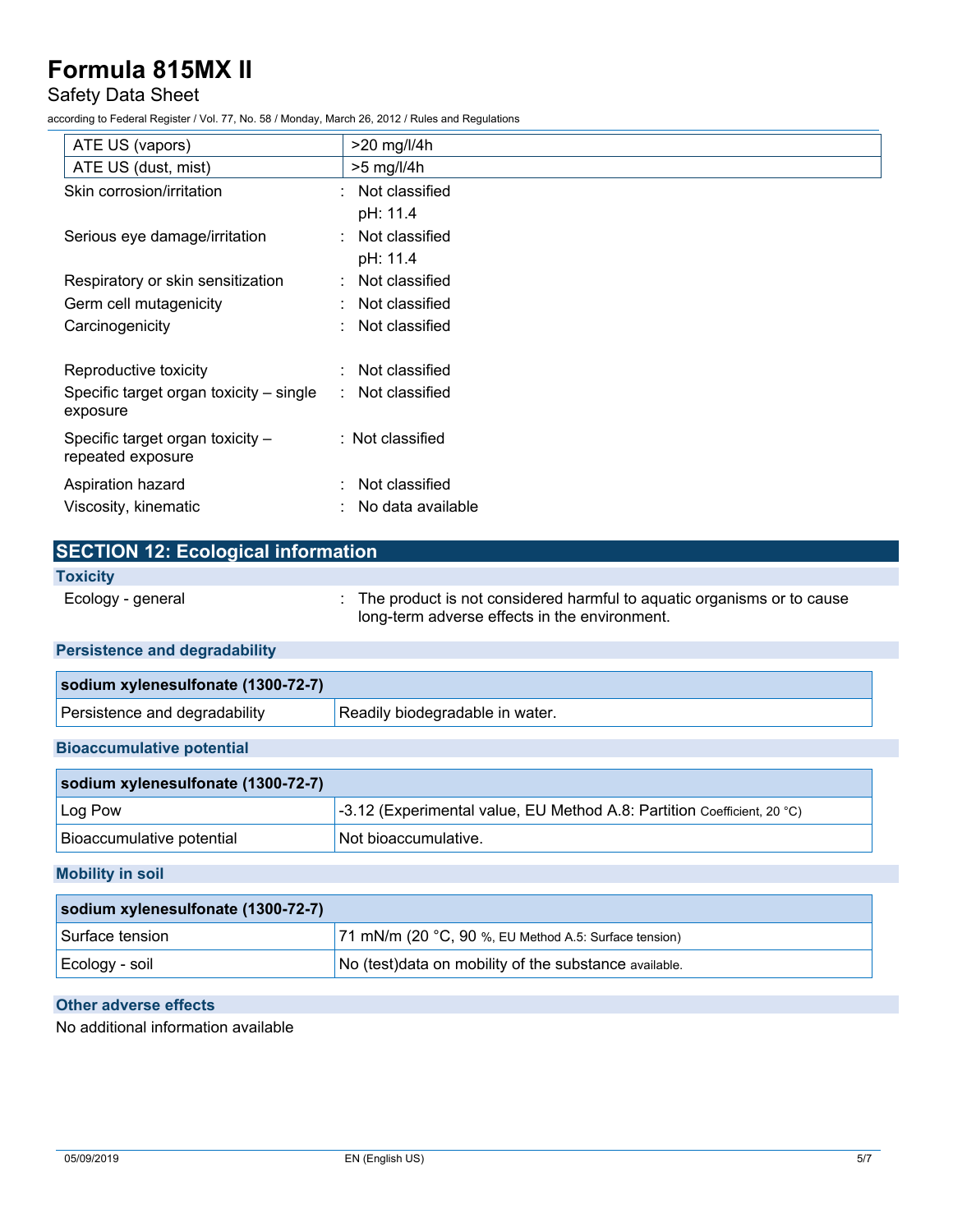| ATE US (vapors) | >20 mg/l/4h |
|---|---|
| ATE US (dust, mist) | >5 mg/l/4h |

Skin corrosion/irritation : Not classified

pH: 11.4

Serious eye damage/irritation : Not classified

pH: 11.4

Respiratory or skin sensitization : Not classified

Germ cell mutagenicity : Not classified

Carcinogenicity : Not classified

Reproductive toxicity : Not classified

Specific target organ toxicity – single exposure : Not classified

Specific target organ toxicity – repeated exposure : Not classified

Aspiration hazard : Not classified

Viscosity, kinematic : No data available

## SECTION 12: Ecological information

### Toxicity

Ecology - general : The product is not considered harmful to aquatic organisms or to cause long-term adverse effects in the environment.

### Persistence and degradability

| sodium xylenesulfonate (1300-72-7) | |
|---|---|
| Persistence and degradability | Readily biodegradable in water. |

### Bioaccumulative potential

| sodium xylenesulfonate (1300-72-7) | |
|---|---|
| Log Pow | -3.12 (Experimental value, EU Method A.8: Partition Coefficient, 20 °C) |
| Bioaccumulative potential | Not bioaccumulative. |

### Mobility in soil

| sodium xylenesulfonate (1300-72-7) | |
|---|---|
| Surface tension | 71 mN/m (20 °C, 90 %, EU Method A.5: Surface tension) |
| Ecology - soil | No (test)data on mobility of the substance available. |

### Other adverse effects

No additional information available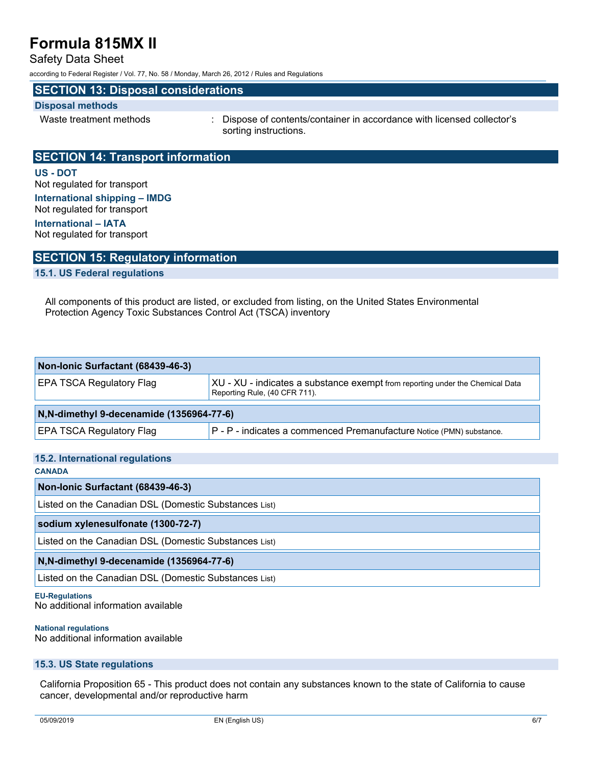## SECTION 13: Disposal considerations

### Disposal methods

Waste treatment methods : Dispose of contents/container in accordance with licensed collector's sorting instructions.

## SECTION 14: Transport information

### US - DOT

Not regulated for transport

### International shipping – IMDG

Not regulated for transport

### International – IATA

Not regulated for transport

## SECTION 15: Regulatory information

### 15.1. US Federal regulations

All components of this product are listed, or excluded from listing, on the United States Environmental Protection Agency Toxic Substances Control Act (TSCA) inventory

| Non-Ionic Surfactant (68439-46-3) | |
|---|---|
| EPA TSCA Regulatory Flag | XU - XU - indicates a substance exempt from reporting under the Chemical Data Reporting Rule, (40 CFR 711). |

| N,N-dimethyl 9-decenamide (1356964-77-6) | |
|---|---|
| EPA TSCA Regulatory Flag | P - P - indicates a commenced Premanufacture Notice (PMN) substance. |

### 15.2. International regulations

**CANADA**

| Non-Ionic Surfactant (68439-46-3) |
|---|
| Listed on the Canadian DSL (Domestic Substances List) |

| sodium xylenesulfonate (1300-72-7) |
|---|
| Listed on the Canadian DSL (Domestic Substances List) |

| N,N-dimethyl 9-decenamide (1356964-77-6) |
|---|
| Listed on the Canadian DSL (Domestic Substances List) |

**EU-Regulations**

No additional information available

**National regulations**

No additional information available

### 15.3. US State regulations

California Proposition 65 - This product does not contain any substances known to the state of California to cause cancer, developmental and/or reproductive harm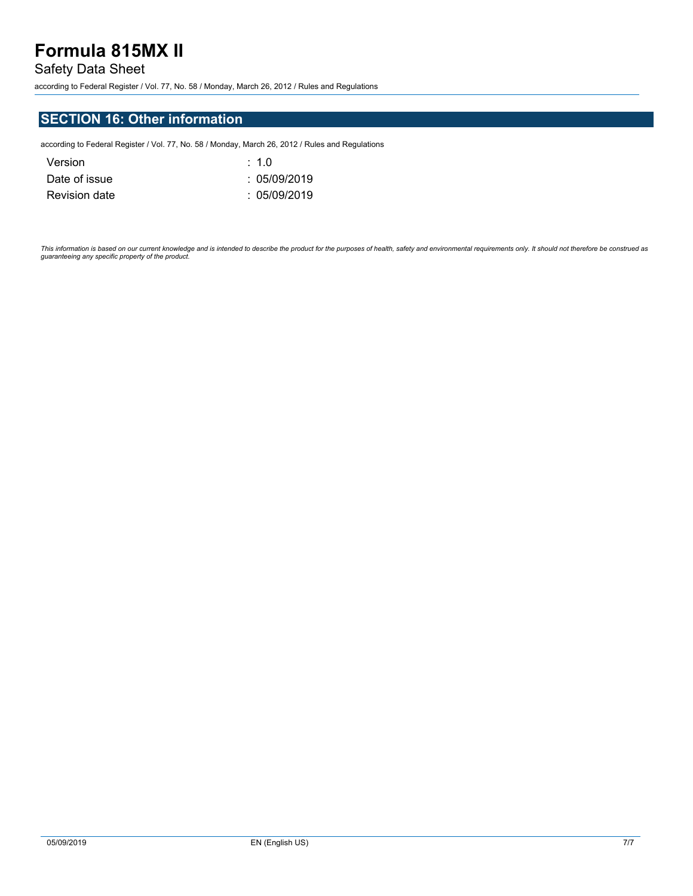## SECTION 16: Other information

according to Federal Register / Vol. 77, No. 58 / Monday, March 26, 2012 / Rules and Regulations

| | |
|---|---|
| Version | : 1.0 |
| Date of issue | : 05/09/2019 |
| Revision date | : 05/09/2019 |

*This information is based on our current knowledge and is intended to describe the product for the purposes of health, safety and environmental requirements only. It should not therefore be construed as guaranteeing any specific property of the product.*